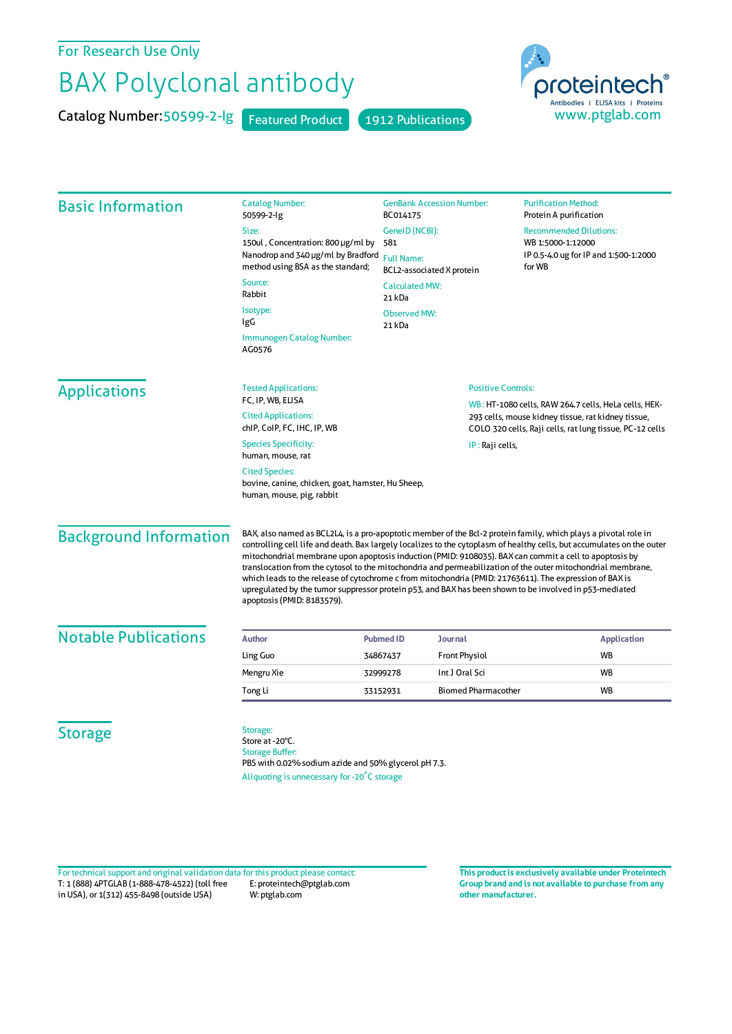For Research Use Only

# BAX Polyclonal antibody

**Catalog Number:** 50599-2-Ig   Featured Product   1912 Publications

proteintech®
Antibodies | ELISA kits | Proteins
www.ptglab.com

## Basic Information

**Catalog Number:**
50599-2-Ig

**Size:**
150ul , Concentration: 800 μg/ml by Nanodrop and 340 μg/ml by Bradford method using BSA as the standard;

**Source:**
Rabbit

**Isotype:**
IgG

**Immunogen Catalog Number:**
AG0576

**GenBank Accession Number:**
BC014175

**GeneID (NCBI):**
581

**Full Name:**
BCL2-associated X protein

**Calculated MW:**
21 kDa

**Observed MW:**
21 kDa

**Purification Method:**
Protein A purification

**Recommended Dilutions:**
WB 1:5000-1:12000
IP 0.5-4.0 ug for IP and 1:500-1:2000 for WB

## Applications

**Tested Applications:**
FC, IP, WB, ELISA

**Cited Applications:**
chIP, CoIP, FC, IHC, IP, WB

**Species Specificity:**
human, mouse, rat

**Cited Species:**
bovine, canine, chicken, goat, hamster, Hu Sheep, human, mouse, pig, rabbit

**Positive Controls:**

WB : HT-1080 cells, RAW 264.7 cells, HeLa cells, HEK-293 cells, mouse kidney tissue, rat kidney tissue, COLO 320 cells, Raji cells, rat lung tissue, PC-12 cells

IP : Raji cells,

## Background Information

BAX, also named as BCL2L4, is a pro-apoptotic member of the Bcl-2 protein family, which plays a pivotal role in controlling cell life and death. Bax largely localizes to the cytoplasm of healthy cells, but accumulates on the outer mitochondrial membrane upon apoptosis induction (PMID: 9108035). BAX can commit a cell to apoptosis by translocation from the cytosol to the mitochondria and permeabilization of the outer mitochondrial membrane, which leads to the release of cytochrome c from mitochondria (PMID: 21763611). The expression of BAX is upregulated by the tumor suppressor protein p53, and BAX has been shown to be involved in p53-mediated apoptosis (PMID: 8183579).

## Notable Publications

| Author | Pubmed ID | Journal | Application |
|---|---|---|---|
| Ling Guo | 34867437 | Front Physiol | WB |
| Mengru Xie | 32999278 | Int J Oral Sci | WB |
| Tong Li | 33152931 | Biomed Pharmacother | WB |

## Storage

**Storage:**
Store at -20°C.

**Storage Buffer:**
PBS with 0.02% sodium azide and 50% glycerol pH 7.3.

Aliquoting is unnecessary for -20°C storage

For technical support and original validation data for this product please contact:
T: 1 (888) 4PTGLAB (1-888-478-4522) (toll free in USA), or 1(312) 455-8498 (outside USA)
E: proteintech@ptglab.com
W: ptglab.com

**This product is exclusively available under Proteintech Group brand and is not available to purchase from any other manufacturer.**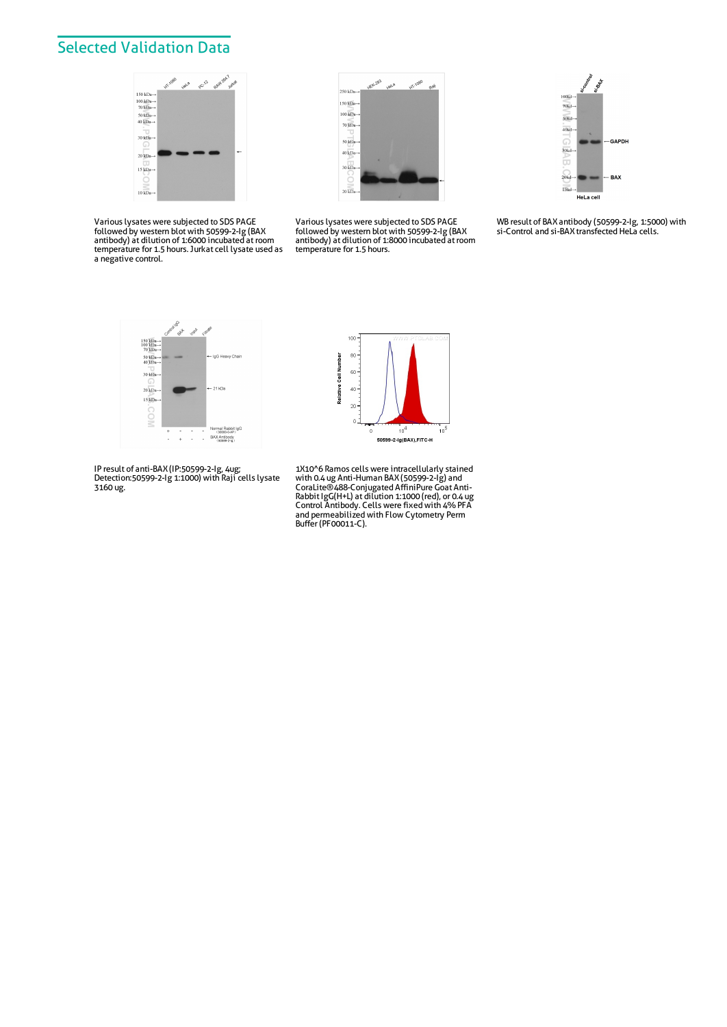## Selected Validation Data

Various lysates were subjected to SDS PAGE followed by western blot with 50599-2-Ig (BAX antibody) at dilution of 1:6000 incubated at room temperature for 1.5 hours. Jurkat cell lysate used as a negative control.

Various lysates were subjected to SDS PAGE followed by western blot with 50599-2-Ig (BAX antibody) at dilution of 1:8000 incubated at room temperature for 1.5 hours.

WB result of BAX antibody (50599-2-Ig, 1:5000) with si-Control and si-BAX transfected HeLa cells.

IP result of anti-BAX (IP:50599-2-Ig, 4ug; Detection:50599-2-Ig 1:1000) with Raji cells lysate 3160 ug.

1X10^6 Ramos cells were intracellularly stained with 0.4 ug Anti-Human BAX (50599-2-Ig) and CoraLite®488-Conjugated AffiniPure Goat Anti-Rabbit IgG(H+L) at dilution 1:1000 (red), or 0.4 ug Control Antibody. Cells were fixed with 4% PFA and permeabilized with Flow Cytometry Perm Buffer (PF00011-C).